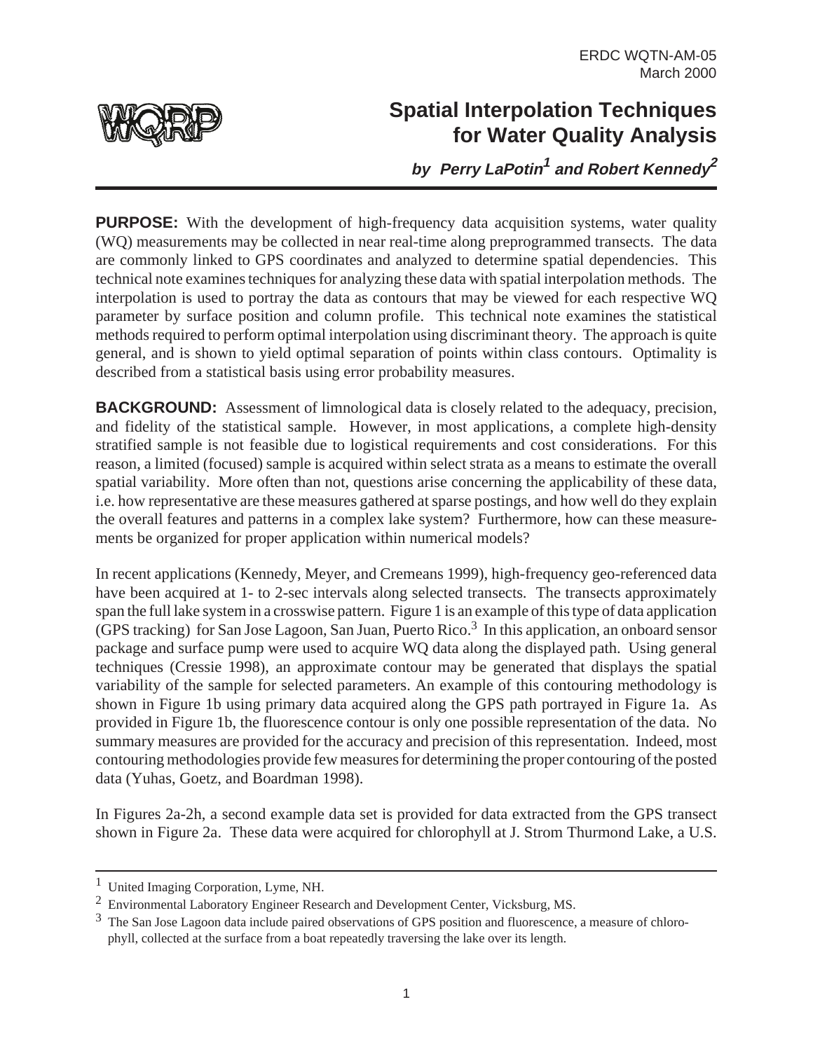ERDC WQTN-AM-05
March 2000

WQRP

# Spatial Interpolation Techniques for Water Quality Analysis

***by Perry LaPotin[1] and Robert Kennedy[2]***

**PURPOSE:** With the development of high-frequency data acquisition systems, water quality (WQ) measurements may be collected in near real-time along preprogrammed transects. The data are commonly linked to GPS coordinates and analyzed to determine spatial dependencies. This technical note examines techniques for analyzing these data with spatial interpolation methods. The interpolation is used to portray the data as contours that may be viewed for each respective WQ parameter by surface position and column profile. This technical note examines the statistical methods required to perform optimal interpolation using discriminant theory. The approach is quite general, and is shown to yield optimal separation of points within class contours. Optimality is described from a statistical basis using error probability measures.

**BACKGROUND:** Assessment of limnological data is closely related to the adequacy, precision, and fidelity of the statistical sample. However, in most applications, a complete high-density stratified sample is not feasible due to logistical requirements and cost considerations. For this reason, a limited (focused) sample is acquired within select strata as a means to estimate the overall spatial variability. More often than not, questions arise concerning the applicability of these data, i.e. how representative are these measures gathered at sparse postings, and how well do they explain the overall features and patterns in a complex lake system? Furthermore, how can these measurements be organized for proper application within numerical models?

In recent applications (Kennedy, Meyer, and Cremeans 1999), high-frequency geo-referenced data have been acquired at 1- to 2-sec intervals along selected transects. The transects approximately span the full lake system in a crosswise pattern. Figure 1 is an example of this type of data application (GPS tracking) for San Jose Lagoon, San Juan, Puerto Rico.[3] In this application, an onboard sensor package and surface pump were used to acquire WQ data along the displayed path. Using general techniques (Cressie 1998), an approximate contour may be generated that displays the spatial variability of the sample for selected parameters. An example of this contouring methodology is shown in Figure 1b using primary data acquired along the GPS path portrayed in Figure 1a. As provided in Figure 1b, the fluorescence contour is only one possible representation of the data. No summary measures are provided for the accuracy and precision of this representation. Indeed, most contouring methodologies provide few measures for determining the proper contouring of the posted data (Yuhas, Goetz, and Boardman 1998).

In Figures 2a-2h, a second example data set is provided for data extracted from the GPS transect shown in Figure 2a. These data were acquired for chlorophyll at J. Strom Thurmond Lake, a U.S.

---

[1] United Imaging Corporation, Lyme, NH.

[2] Environmental Laboratory Engineer Research and Development Center, Vicksburg, MS.

[3] The San Jose Lagoon data include paired observations of GPS position and fluorescence, a measure of chlorophyll, collected at the surface from a boat repeatedly traversing the lake over its length.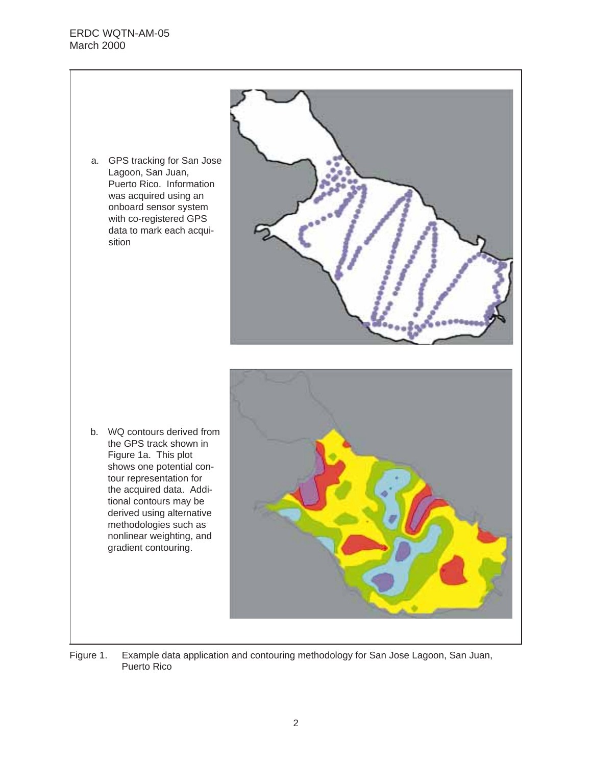a. GPS tracking for San Jose Lagoon, San Juan, Puerto Rico. Information was acquired using an onboard sensor system with co-registered GPS data to mark each acquisition

b. WQ contours derived from the GPS track shown in Figure 1a. This plot shows one potential contour representation for the acquired data. Additional contours may be derived using alternative methodologies such as nonlinear weighting, and gradient contouring.

Figure 1. Example data application and contouring methodology for San Jose Lagoon, San Juan, Puerto Rico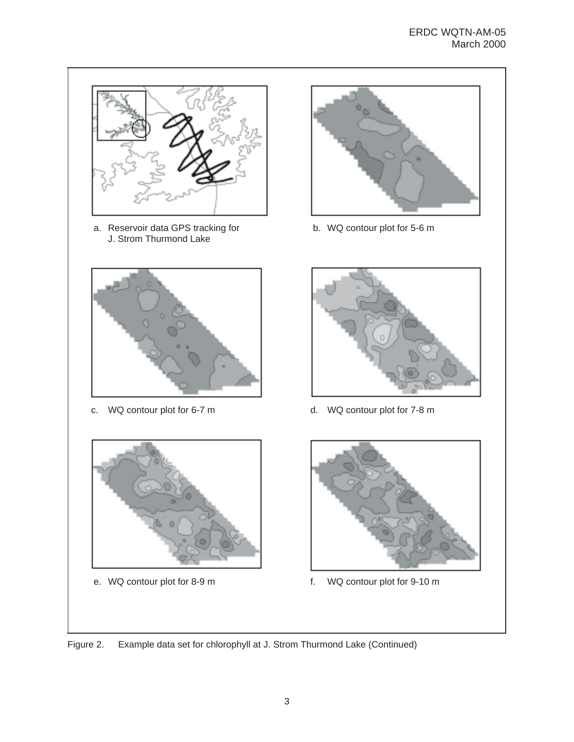a. Reservoir data GPS tracking for J. Strom Thurmond Lake

b. WQ contour plot for 5-6 m

c. WQ contour plot for 6-7 m

d. WQ contour plot for 7-8 m

e. WQ contour plot for 8-9 m

f. WQ contour plot for 9-10 m

Figure 2. Example data set for chlorophyll at J. Strom Thurmond Lake (Continued)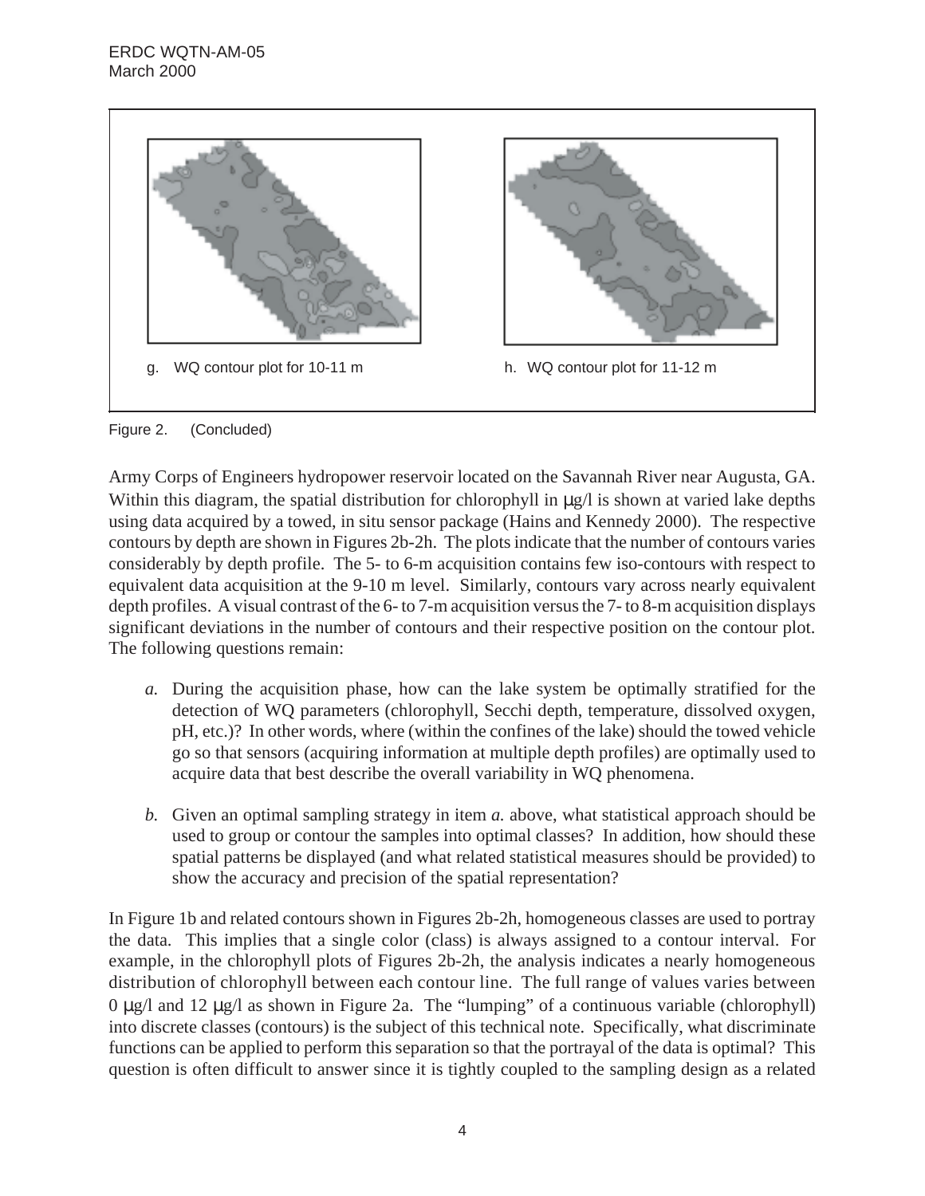g. WQ contour plot for 10-11 m

h. WQ contour plot for 11-12 m

Figure 2. (Concluded)

Army Corps of Engineers hydropower reservoir located on the Savannah River near Augusta, GA. Within this diagram, the spatial distribution for chlorophyll in μg/l is shown at varied lake depths using data acquired by a towed, in situ sensor package (Hains and Kennedy 2000). The respective contours by depth are shown in Figures 2b-2h. The plots indicate that the number of contours varies considerably by depth profile. The 5- to 6-m acquisition contains few iso-contours with respect to equivalent data acquisition at the 9-10 m level. Similarly, contours vary across nearly equivalent depth profiles. A visual contrast of the 6- to 7-m acquisition versus the 7- to 8-m acquisition displays significant deviations in the number of contours and their respective position on the contour plot. The following questions remain:

*a.* During the acquisition phase, how can the lake system be optimally stratified for the detection of WQ parameters (chlorophyll, Secchi depth, temperature, dissolved oxygen, pH, etc.)? In other words, where (within the confines of the lake) should the towed vehicle go so that sensors (acquiring information at multiple depth profiles) are optimally used to acquire data that best describe the overall variability in WQ phenomena.

*b.* Given an optimal sampling strategy in item *a.* above, what statistical approach should be used to group or contour the samples into optimal classes? In addition, how should these spatial patterns be displayed (and what related statistical measures should be provided) to show the accuracy and precision of the spatial representation?

In Figure 1b and related contours shown in Figures 2b-2h, homogeneous classes are used to portray the data. This implies that a single color (class) is always assigned to a contour interval. For example, in the chlorophyll plots of Figures 2b-2h, the analysis indicates a nearly homogeneous distribution of chlorophyll between each contour line. The full range of values varies between 0 μg/l and 12 μg/l as shown in Figure 2a. The "lumping" of a continuous variable (chlorophyll) into discrete classes (contours) is the subject of this technical note. Specifically, what discriminate functions can be applied to perform this separation so that the portrayal of the data is optimal? This question is often difficult to answer since it is tightly coupled to the sampling design as a related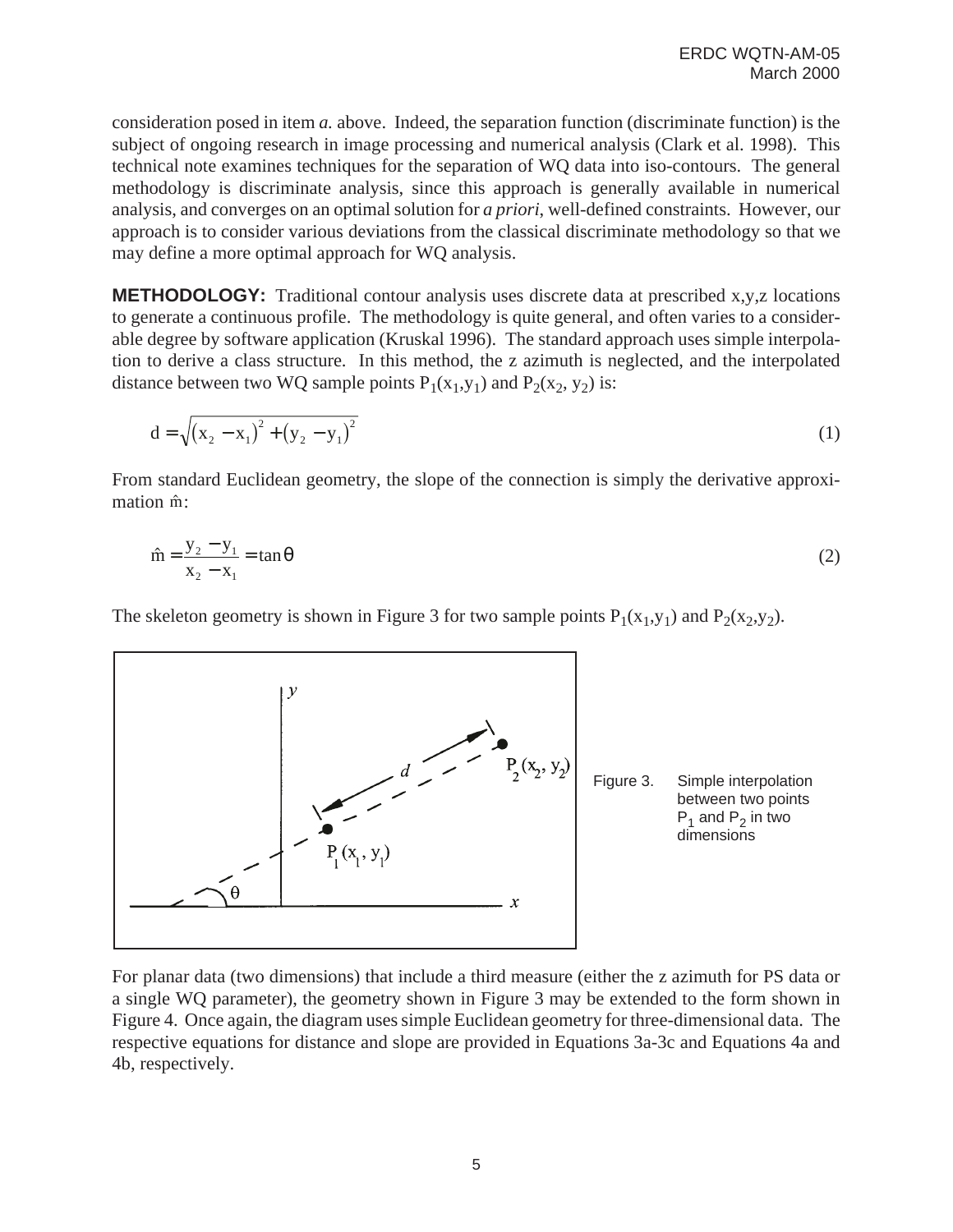consideration posed in item *a.* above. Indeed, the separation function (discriminate function) is the subject of ongoing research in image processing and numerical analysis (Clark et al. 1998). This technical note examines techniques for the separation of WQ data into iso-contours. The general methodology is discriminate analysis, since this approach is generally available in numerical analysis, and converges on an optimal solution for *a priori*, well-defined constraints. However, our approach is to consider various deviations from the classical discriminate methodology so that we may define a more optimal approach for WQ analysis.

**METHODOLOGY:** Traditional contour analysis uses discrete data at prescribed x,y,z locations to generate a continuous profile. The methodology is quite general, and often varies to a considerable degree by software application (Kruskal 1996). The standard approach uses simple interpolation to derive a class structure. In this method, the z azimuth is neglected, and the interpolated distance between two WQ sample points $P_1(x_1,y_1)$ and $P_2(x_2, y_2)$ is:

$$d = \sqrt{(x_2 - x_1)^2 + (y_2 - y_1)^2} \tag{1}$$

From standard Euclidean geometry, the slope of the connection is simply the derivative approximation $\hat{m}$:

$$\hat{m} = \frac{y_2 - y_1}{x_2 - x_1} = \tan\theta \tag{2}$$

The skeleton geometry is shown in Figure 3 for two sample points $P_1(x_1,y_1)$ and $P_2(x_2,y_2)$.

Figure 3. Simple interpolation between two points $P_1$ and $P_2$ in two dimensions

For planar data (two dimensions) that include a third measure (either the z azimuth for PS data or a single WQ parameter), the geometry shown in Figure 3 may be extended to the form shown in Figure 4. Once again, the diagram uses simple Euclidean geometry for three-dimensional data. The respective equations for distance and slope are provided in Equations 3a-3c and Equations 4a and 4b, respectively.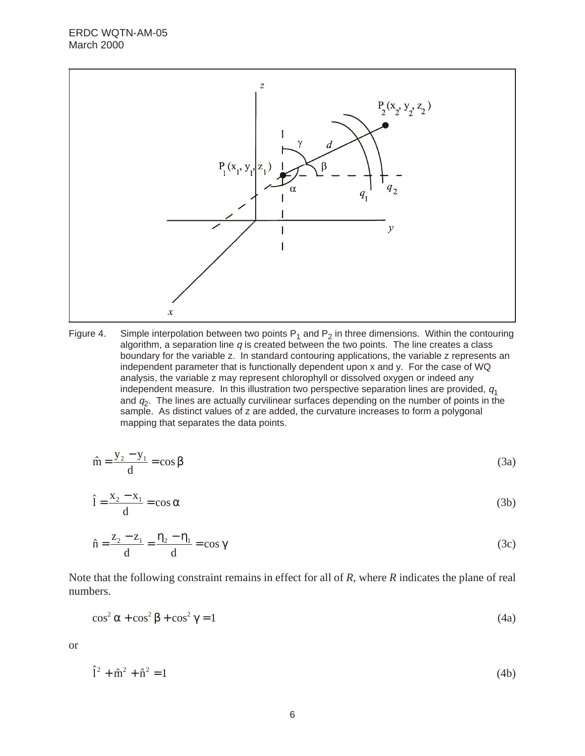Figure 4. Simple interpolation between two points $P_1$ and $P_2$ in three dimensions. Within the contouring algorithm, a separation line *q* is created between the two points. The line creates a class boundary for the variable z. In standard contouring applications, the variable z represents an independent parameter that is functionally dependent upon x and y. For the case of WQ analysis, the variable z may represent chlorophyll or dissolved oxygen or indeed any independent measure. In this illustration two perspective separation lines are provided, $q_1$ and $q_2$. The lines are actually curvilinear surfaces depending on the number of points in the sample. As distinct values of z are added, the curvature increases to form a polygonal mapping that separates the data points.

$$\hat{m} = \frac{y_2 - y_1}{d} = \cos\beta \tag{3a}$$

$$\hat{l} = \frac{x_2 - x_1}{d} = \cos\alpha \tag{3b}$$

$$\hat{n} = \frac{z_2 - z_1}{d} = \frac{\eta_2 - \eta_1}{d} = \cos\gamma \tag{3c}$$

Note that the following constraint remains in effect for all of *R*, where *R* indicates the plane of real numbers.

$$\cos^2\alpha + \cos^2\beta + \cos^2\gamma = 1 \tag{4a}$$

or

$$\hat{l}^2 + \hat{m}^2 + \hat{n}^2 = 1 \tag{4b}$$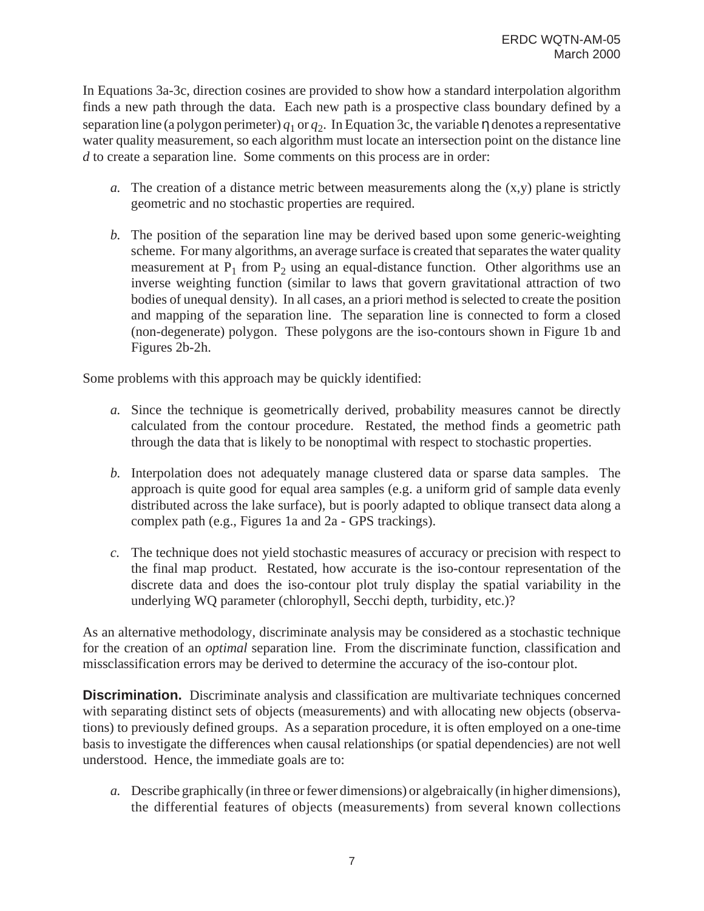In Equations 3a-3c, direction cosines are provided to show how a standard interpolation algorithm finds a new path through the data. Each new path is a prospective class boundary defined by a separation line (a polygon perimeter) $q_1$ or $q_2$. In Equation 3c, the variable $\eta$ denotes a representative water quality measurement, so each algorithm must locate an intersection point on the distance line $d$ to create a separation line. Some comments on this process are in order:

*a.* The creation of a distance metric between measurements along the (x,y) plane is strictly geometric and no stochastic properties are required.

*b.* The position of the separation line may be derived based upon some generic-weighting scheme. For many algorithms, an average surface is created that separates the water quality measurement at $P_1$ from $P_2$ using an equal-distance function. Other algorithms use an inverse weighting function (similar to laws that govern gravitational attraction of two bodies of unequal density). In all cases, an a priori method is selected to create the position and mapping of the separation line. The separation line is connected to form a closed (non-degenerate) polygon. These polygons are the iso-contours shown in Figure 1b and Figures 2b-2h.

Some problems with this approach may be quickly identified:

*a.* Since the technique is geometrically derived, probability measures cannot be directly calculated from the contour procedure. Restated, the method finds a geometric path through the data that is likely to be nonoptimal with respect to stochastic properties.

*b.* Interpolation does not adequately manage clustered data or sparse data samples. The approach is quite good for equal area samples (e.g. a uniform grid of sample data evenly distributed across the lake surface), but is poorly adapted to oblique transect data along a complex path (e.g., Figures 1a and 2a - GPS trackings).

*c.* The technique does not yield stochastic measures of accuracy or precision with respect to the final map product. Restated, how accurate is the iso-contour representation of the discrete data and does the iso-contour plot truly display the spatial variability in the underlying WQ parameter (chlorophyll, Secchi depth, turbidity, etc.)?

As an alternative methodology, discriminate analysis may be considered as a stochastic technique for the creation of an *optimal* separation line. From the discriminate function, classification and missclassification errors may be derived to determine the accuracy of the iso-contour plot.

**Discrimination.** Discriminate analysis and classification are multivariate techniques concerned with separating distinct sets of objects (measurements) and with allocating new objects (observations) to previously defined groups. As a separation procedure, it is often employed on a one-time basis to investigate the differences when causal relationships (or spatial dependencies) are not well understood. Hence, the immediate goals are to:

*a.* Describe graphically (in three or fewer dimensions) or algebraically (in higher dimensions), the differential features of objects (measurements) from several known collections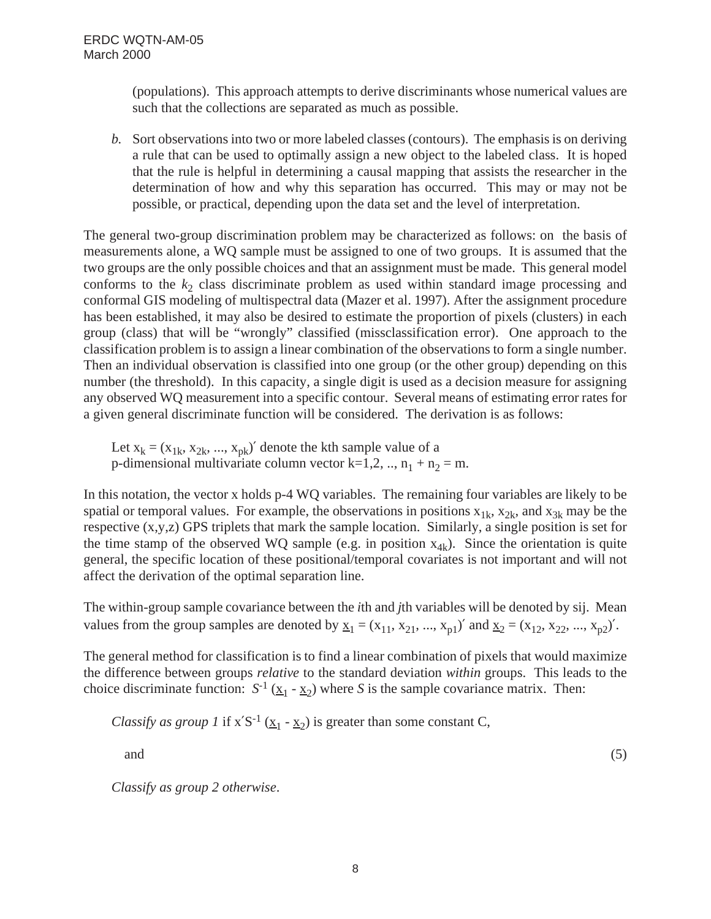(populations). This approach attempts to derive discriminants whose numerical values are such that the collections are separated as much as possible.

*b.* Sort observations into two or more labeled classes (contours). The emphasis is on deriving a rule that can be used to optimally assign a new object to the labeled class. It is hoped that the rule is helpful in determining a causal mapping that assists the researcher in the determination of how and why this separation has occurred. This may or may not be possible, or practical, depending upon the data set and the level of interpretation.

The general two-group discrimination problem may be characterized as follows: on the basis of measurements alone, a WQ sample must be assigned to one of two groups. It is assumed that the two groups are the only possible choices and that an assignment must be made. This general model conforms to the $k_2$ class discriminate problem as used within standard image processing and conformal GIS modeling of multispectral data (Mazer et al. 1997). After the assignment procedure has been established, it may also be desired to estimate the proportion of pixels (clusters) in each group (class) that will be "wrongly" classified (missclassification error). One approach to the classification problem is to assign a linear combination of the observations to form a single number. Then an individual observation is classified into one group (or the other group) depending on this number (the threshold). In this capacity, a single digit is used as a decision measure for assigning any observed WQ measurement into a specific contour. Several means of estimating error rates for a given general discriminate function will be considered. The derivation is as follows:

Let $x_k = (x_{1k}, x_{2k}, ..., x_{pk})'$ denote the kth sample value of a p-dimensional multivariate column vector $k=1,2, .., n_1 + n_2 = m$.

In this notation, the vector x holds p-4 WQ variables. The remaining four variables are likely to be spatial or temporal values. For example, the observations in positions $x_{1k}$, $x_{2k}$, and $x_{3k}$ may be the respective (x,y,z) GPS triplets that mark the sample location. Similarly, a single position is set for the time stamp of the observed WQ sample (e.g. in position $x_{4k}$). Since the orientation is quite general, the specific location of these positional/temporal covariates is not important and will not affect the derivation of the optimal separation line.

The within-group sample covariance between the *i*th and *j*th variables will be denoted by sij. Mean values from the group samples are denoted by $\underline{x}_1 = (x_{11}, x_{21}, ..., x_{p1})'$ and $\underline{x}_2 = (x_{12}, x_{22}, ..., x_{p2})'$.

The general method for classification is to find a linear combination of pixels that would maximize the difference between groups *relative* to the standard deviation *within* groups. This leads to the choice discriminate function: $S^{-1} (\underline{x}_1 - \underline{x}_2)$ where *S* is the sample covariance matrix. Then:

*Classify as group 1* if $x'S^{-1} (\underline{x}_1 - \underline{x}_2)$ is greater than some constant C,

and (5)

*Classify as group 2 otherwise*.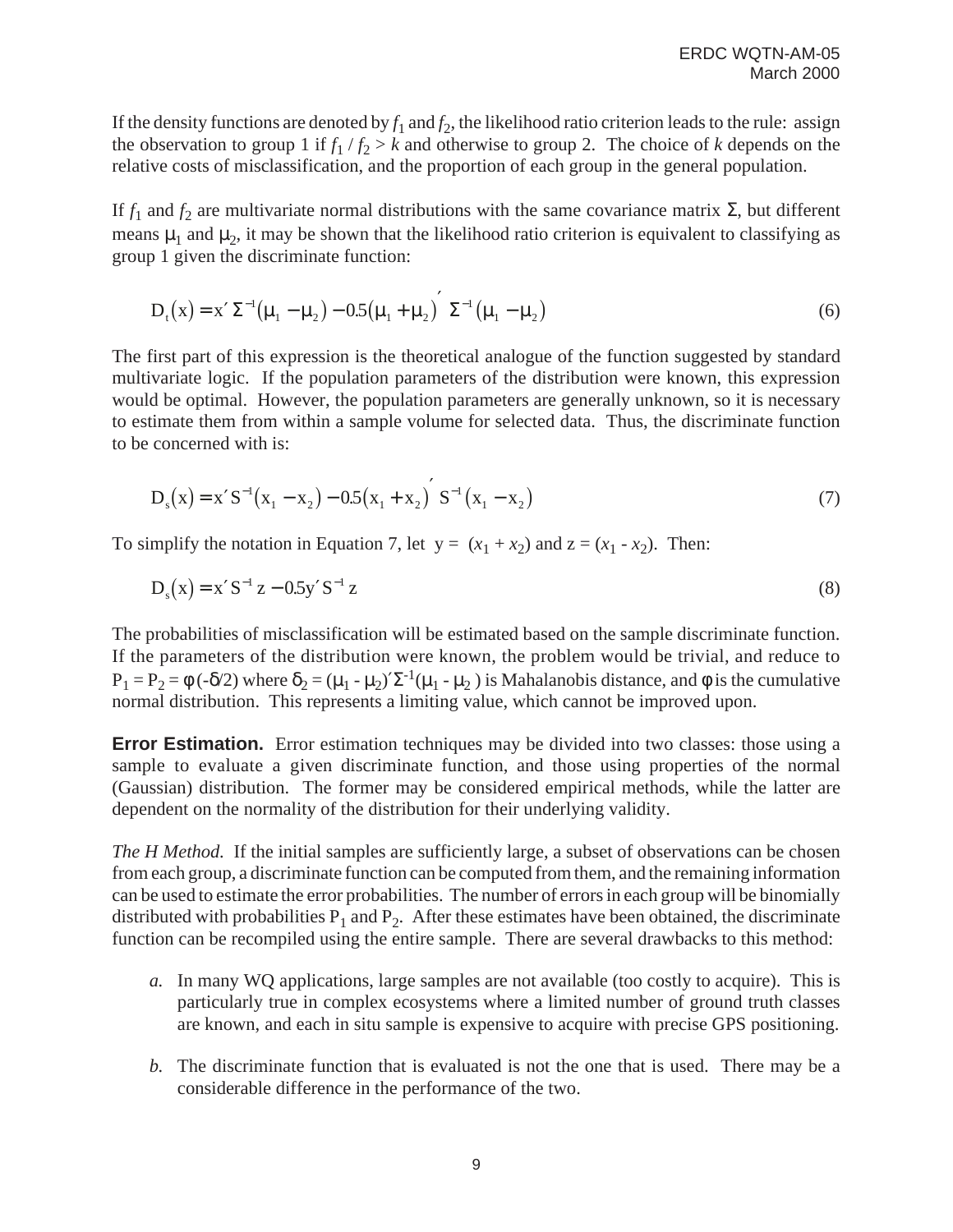If the density functions are denoted by $f_1$ and $f_2$, the likelihood ratio criterion leads to the rule: assign the observation to group 1 if $f_1 / f_2 > k$ and otherwise to group 2. The choice of $k$ depends on the relative costs of misclassification, and the proportion of each group in the general population.

If $f_1$ and $f_2$ are multivariate normal distributions with the same covariance matrix $\Sigma$, but different means $\mu_1$ and $\mu_2$, it may be shown that the likelihood ratio criterion is equivalent to classifying as group 1 given the discriminate function:

$$D_t(x) = x' \Sigma^{-1}(\mu_1 - \mu_2) - 0.5(\mu_1 + \mu_2)' \Sigma^{-1}(\mu_1 - \mu_2) \tag{6}$$

The first part of this expression is the theoretical analogue of the function suggested by standard multivariate logic. If the population parameters of the distribution were known, this expression would be optimal. However, the population parameters are generally unknown, so it is necessary to estimate them from within a sample volume for selected data. Thus, the discriminate function to be concerned with is:

$$D_s(x) = x' S^{-1}(x_1 - x_2) - 0.5(x_1 + x_2)' S^{-1}(x_1 - x_2) \tag{7}$$

To simplify the notation in Equation 7, let $y = (x_1 + x_2)$ and $z = (x_1 - x_2)$. Then:

$$D_s(x) = x' S^{-1} z - 0.5 y' S^{-1} z \tag{8}$$

The probabilities of misclassification will be estimated based on the sample discriminate function. If the parameters of the distribution were known, the problem would be trivial, and reduce to $P_1 = P_2 = \phi(-\delta/2)$ where $\delta_2 = (\mu_1 - \mu_2)'\Sigma^{-1}(\mu_1 - \mu_2)$ is Mahalanobis distance, and $\phi$ is the cumulative normal distribution. This represents a limiting value, which cannot be improved upon.

**Error Estimation.** Error estimation techniques may be divided into two classes: those using a sample to evaluate a given discriminate function, and those using properties of the normal (Gaussian) distribution. The former may be considered empirical methods, while the latter are dependent on the normality of the distribution for their underlying validity.

*The H Method.* If the initial samples are sufficiently large, a subset of observations can be chosen from each group, a discriminate function can be computed from them, and the remaining information can be used to estimate the error probabilities. The number of errors in each group will be binomially distributed with probabilities $P_1$ and $P_2$. After these estimates have been obtained, the discriminate function can be recompiled using the entire sample. There are several drawbacks to this method:

*a.* In many WQ applications, large samples are not available (too costly to acquire). This is particularly true in complex ecosystems where a limited number of ground truth classes are known, and each in situ sample is expensive to acquire with precise GPS positioning.

*b.* The discriminate function that is evaluated is not the one that is used. There may be a considerable difference in the performance of the two.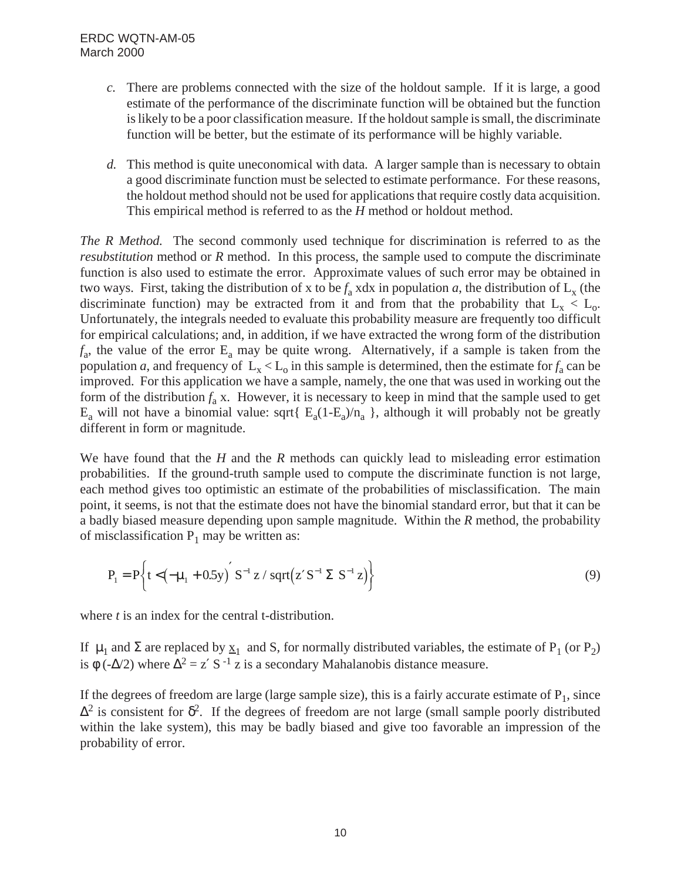c. There are problems connected with the size of the holdout sample. If it is large, a good estimate of the performance of the discriminate function will be obtained but the function is likely to be a poor classification measure. If the holdout sample is small, the discriminate function will be better, but the estimate of its performance will be highly variable.

d. This method is quite uneconomical with data. A larger sample than is necessary to obtain a good discriminate function must be selected to estimate performance. For these reasons, the holdout method should not be used for applications that require costly data acquisition. This empirical method is referred to as the *H* method or holdout method.

*The R Method.* The second commonly used technique for discrimination is referred to as the *resubstitution* method or *R* method. In this process, the sample used to compute the discriminate function is also used to estimate the error. Approximate values of such error may be obtained in two ways. First, taking the distribution of x to be $f_a$ xdx in population *a*, the distribution of $L_x$ (the discriminate function) may be extracted from it and from that the probability that $L_x < L_o$. Unfortunately, the integrals needed to evaluate this probability measure are frequently too difficult for empirical calculations; and, in addition, if we have extracted the wrong form of the distribution $f_a$, the value of the error $E_a$ may be quite wrong. Alternatively, if a sample is taken from the population *a*, and frequency of $L_x < L_o$ in this sample is determined, then the estimate for $f_a$ can be improved. For this application we have a sample, namely, the one that was used in working out the form of the distribution $f_a$ x. However, it is necessary to keep in mind that the sample used to get $E_a$ will not have a binomial value: sqrt{ $E_a(1\text{-}E_a)/n_a$ }, although it will probably not be greatly different in form or magnitude.

We have found that the *H* and the *R* methods can quickly lead to misleading error estimation probabilities. If the ground-truth sample used to compute the discriminate function is not large, each method gives too optimistic an estimate of the probabilities of misclassification. The main point, it seems, is not that the estimate does not have the binomial standard error, but that it can be a badly biased measure depending upon sample magnitude. Within the *R* method, the probability of misclassification $P_1$ may be written as:

$$P_1 = P\left\{ t < \left(-\mu_1 + 0.5y\right)' S^{-1} z \,/\, \mathrm{sqrt}\left(z' S^{-1} \Sigma \; S^{-1} z\right) \right\} \tag{9}$$

where *t* is an index for the central t-distribution.

If $\mu_1$ and $\Sigma$ are replaced by $\underline{x}_1$ and S, for normally distributed variables, the estimate of $P_1$ (or $P_2$) is $\phi(-\Delta/2)$ where $\Delta^2 = z' S^{-1} z$ is a secondary Mahalanobis distance measure.

If the degrees of freedom are large (large sample size), this is a fairly accurate estimate of $P_1$, since $\Delta^2$ is consistent for $\delta^2$. If the degrees of freedom are not large (small sample poorly distributed within the lake system), this may be badly biased and give too favorable an impression of the probability of error.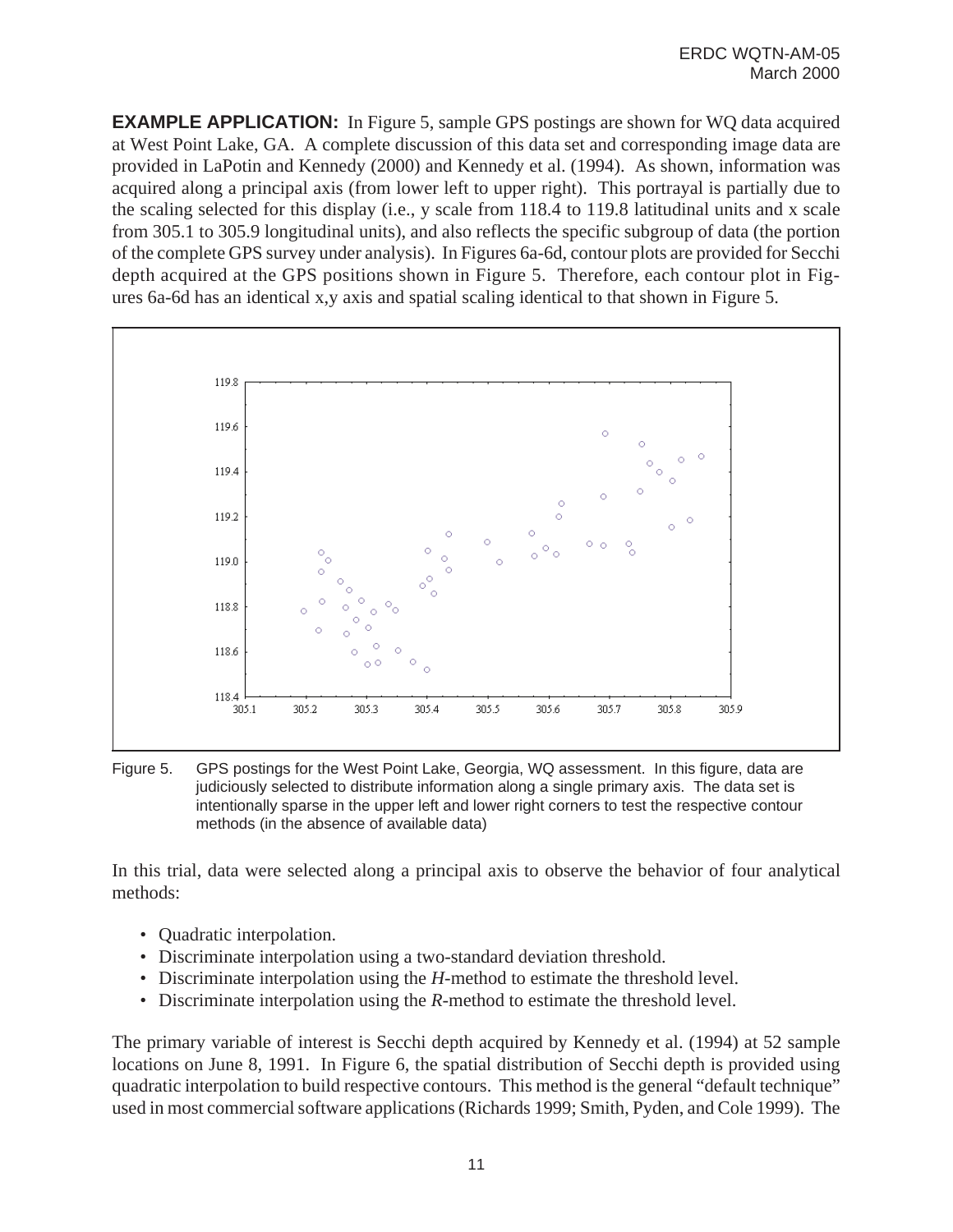**EXAMPLE APPLICATION:** In Figure 5, sample GPS postings are shown for WQ data acquired at West Point Lake, GA. A complete discussion of this data set and corresponding image data are provided in LaPotin and Kennedy (2000) and Kennedy et al. (1994). As shown, information was acquired along a principal axis (from lower left to upper right). This portrayal is partially due to the scaling selected for this display (i.e., y scale from 118.4 to 119.8 latitudinal units and x scale from 305.1 to 305.9 longitudinal units), and also reflects the specific subgroup of data (the portion of the complete GPS survey under analysis). In Figures 6a-6d, contour plots are provided for Secchi depth acquired at the GPS positions shown in Figure 5. Therefore, each contour plot in Figures 6a-6d has an identical x,y axis and spatial scaling identical to that shown in Figure 5.

Figure 5. GPS postings for the West Point Lake, Georgia, WQ assessment. In this figure, data are judiciously selected to distribute information along a single primary axis. The data set is intentionally sparse in the upper left and lower right corners to test the respective contour methods (in the absence of available data)

In this trial, data were selected along a principal axis to observe the behavior of four analytical methods:

- Quadratic interpolation.
- Discriminate interpolation using a two-standard deviation threshold.
- Discriminate interpolation using the *H*-method to estimate the threshold level.
- Discriminate interpolation using the *R*-method to estimate the threshold level.

The primary variable of interest is Secchi depth acquired by Kennedy et al. (1994) at 52 sample locations on June 8, 1991. In Figure 6, the spatial distribution of Secchi depth is provided using quadratic interpolation to build respective contours. This method is the general "default technique" used in most commercial software applications (Richards 1999; Smith, Pyden, and Cole 1999). The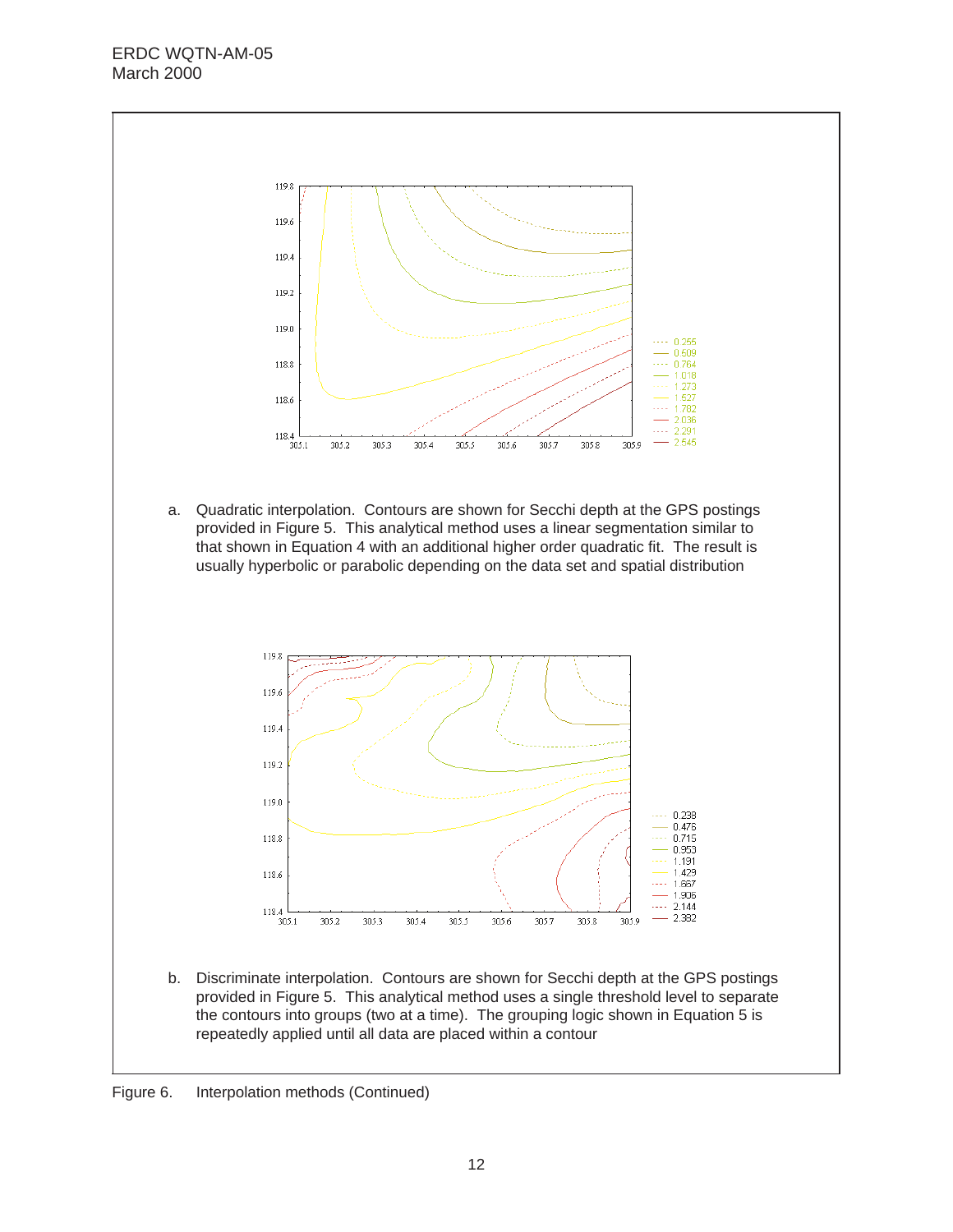a. Quadratic interpolation. Contours are shown for Secchi depth at the GPS postings provided in Figure 5. This analytical method uses a linear segmentation similar to that shown in Equation 4 with an additional higher order quadratic fit. The result is usually hyperbolic or parabolic depending on the data set and spatial distribution

b. Discriminate interpolation. Contours are shown for Secchi depth at the GPS postings provided in Figure 5. This analytical method uses a single threshold level to separate the contours into groups (two at a time). The grouping logic shown in Equation 5 is repeatedly applied until all data are placed within a contour

Figure 6. Interpolation methods (Continued)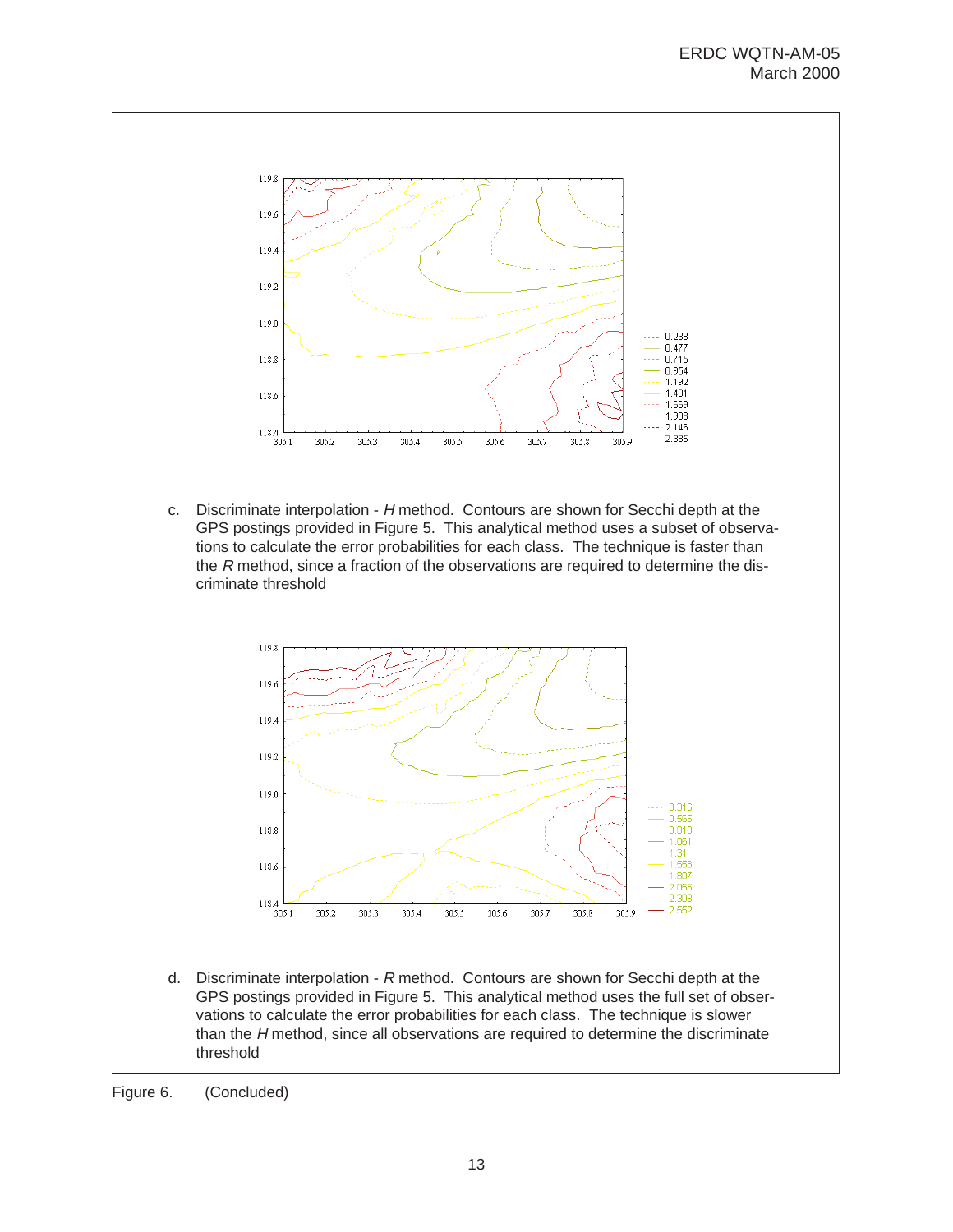c. Discriminate interpolation - *H* method. Contours are shown for Secchi depth at the GPS postings provided in Figure 5. This analytical method uses a subset of observations to calculate the error probabilities for each class. The technique is faster than the *R* method, since a fraction of the observations are required to determine the discriminate threshold

d. Discriminate interpolation - *R* method. Contours are shown for Secchi depth at the GPS postings provided in Figure 5. This analytical method uses the full set of observations to calculate the error probabilities for each class. The technique is slower than the *H* method, since all observations are required to determine the discriminate threshold

Figure 6. (Concluded)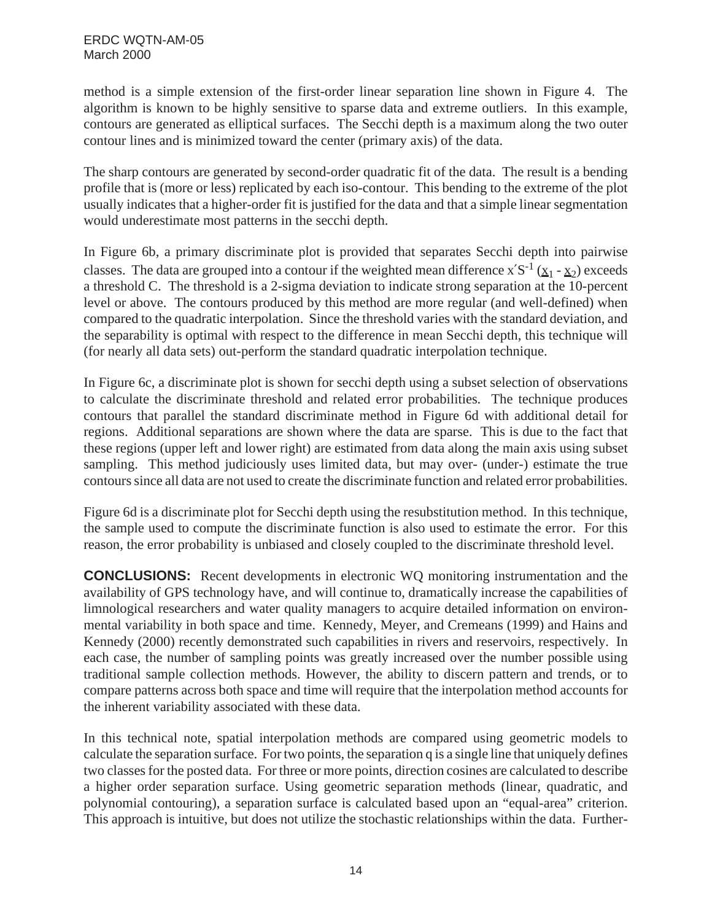method is a simple extension of the first-order linear separation line shown in Figure 4. The algorithm is known to be highly sensitive to sparse data and extreme outliers. In this example, contours are generated as elliptical surfaces. The Secchi depth is a maximum along the two outer contour lines and is minimized toward the center (primary axis) of the data.

The sharp contours are generated by second-order quadratic fit of the data. The result is a bending profile that is (more or less) replicated by each iso-contour. This bending to the extreme of the plot usually indicates that a higher-order fit is justified for the data and that a simple linear segmentation would underestimate most patterns in the secchi depth.

In Figure 6b, a primary discriminate plot is provided that separates Secchi depth into pairwise classes. The data are grouped into a contour if the weighted mean difference $x'S^{-1}(\underline{x}_1 - \underline{x}_2)$ exceeds a threshold C. The threshold is a 2-sigma deviation to indicate strong separation at the 10-percent level or above. The contours produced by this method are more regular (and well-defined) when compared to the quadratic interpolation. Since the threshold varies with the standard deviation, and the separability is optimal with respect to the difference in mean Secchi depth, this technique will (for nearly all data sets) out-perform the standard quadratic interpolation technique.

In Figure 6c, a discriminate plot is shown for secchi depth using a subset selection of observations to calculate the discriminate threshold and related error probabilities. The technique produces contours that parallel the standard discriminate method in Figure 6d with additional detail for regions. Additional separations are shown where the data are sparse. This is due to the fact that these regions (upper left and lower right) are estimated from data along the main axis using subset sampling. This method judiciously uses limited data, but may over- (under-) estimate the true contours since all data are not used to create the discriminate function and related error probabilities.

Figure 6d is a discriminate plot for Secchi depth using the resubstitution method. In this technique, the sample used to compute the discriminate function is also used to estimate the error. For this reason, the error probability is unbiased and closely coupled to the discriminate threshold level.

**CONCLUSIONS:** Recent developments in electronic WQ monitoring instrumentation and the availability of GPS technology have, and will continue to, dramatically increase the capabilities of limnological researchers and water quality managers to acquire detailed information on environmental variability in both space and time. Kennedy, Meyer, and Cremeans (1999) and Hains and Kennedy (2000) recently demonstrated such capabilities in rivers and reservoirs, respectively. In each case, the number of sampling points was greatly increased over the number possible using traditional sample collection methods. However, the ability to discern pattern and trends, or to compare patterns across both space and time will require that the interpolation method accounts for the inherent variability associated with these data.

In this technical note, spatial interpolation methods are compared using geometric models to calculate the separation surface. For two points, the separation q is a single line that uniquely defines two classes for the posted data. For three or more points, direction cosines are calculated to describe a higher order separation surface. Using geometric separation methods (linear, quadratic, and polynomial contouring), a separation surface is calculated based upon an "equal-area" criterion. This approach is intuitive, but does not utilize the stochastic relationships within the data. Further-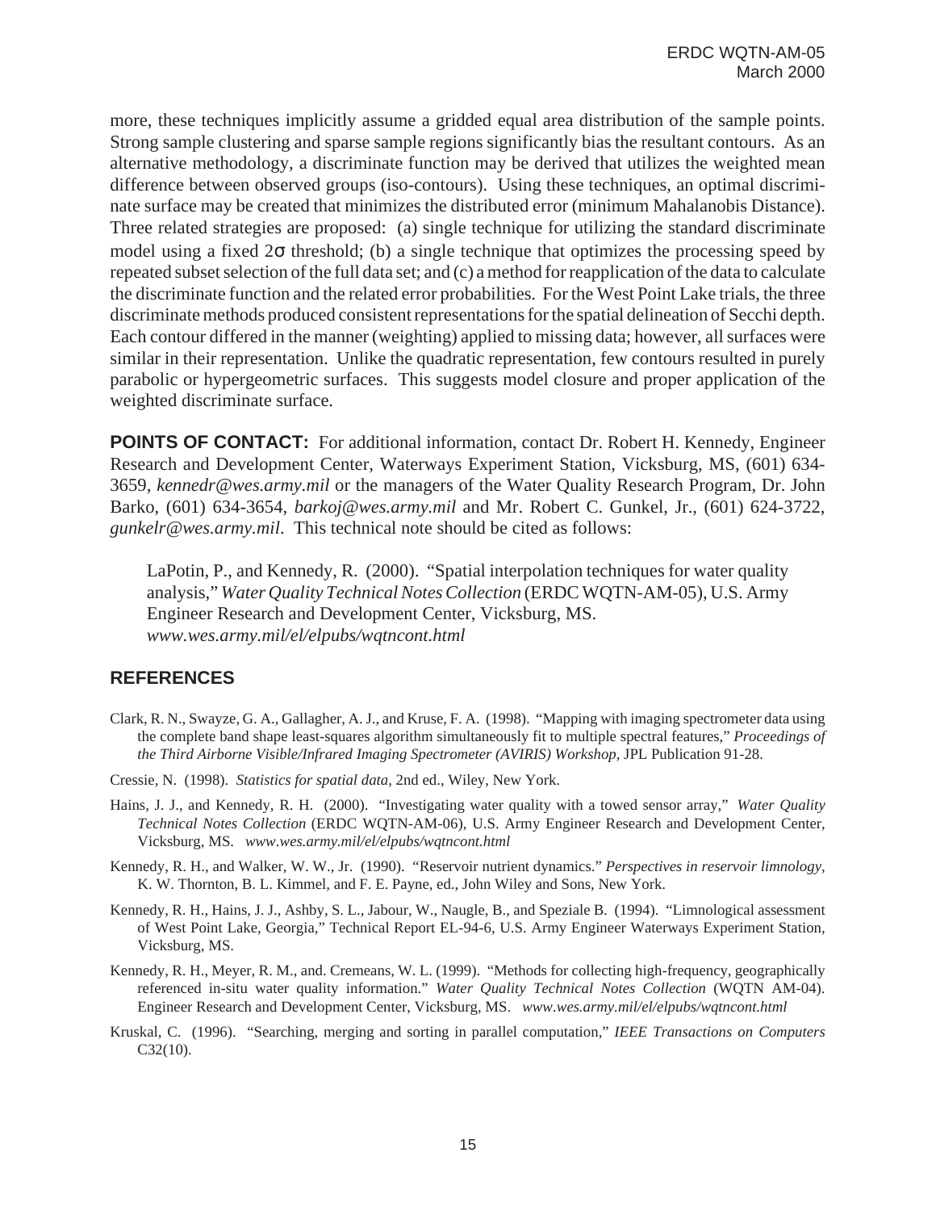more, these techniques implicitly assume a gridded equal area distribution of the sample points. Strong sample clustering and sparse sample regions significantly bias the resultant contours. As an alternative methodology, a discriminate function may be derived that utilizes the weighted mean difference between observed groups (iso-contours). Using these techniques, an optimal discriminate surface may be created that minimizes the distributed error (minimum Mahalanobis Distance). Three related strategies are proposed: (a) single technique for utilizing the standard discriminate model using a fixed $2\sigma$ threshold; (b) a single technique that optimizes the processing speed by repeated subset selection of the full data set; and (c) a method for reapplication of the data to calculate the discriminate function and the related error probabilities. For the West Point Lake trials, the three discriminate methods produced consistent representations for the spatial delineation of Secchi depth. Each contour differed in the manner (weighting) applied to missing data; however, all surfaces were similar in their representation. Unlike the quadratic representation, few contours resulted in purely parabolic or hypergeometric surfaces. This suggests model closure and proper application of the weighted discriminate surface.

**POINTS OF CONTACT:** For additional information, contact Dr. Robert H. Kennedy, Engineer Research and Development Center, Waterways Experiment Station, Vicksburg, MS, (601) 634-3659, *kennedr@wes.army.mil* or the managers of the Water Quality Research Program, Dr. John Barko, (601) 634-3654, *barkoj@wes.army.mil* and Mr. Robert C. Gunkel, Jr., (601) 624-3722, *gunkelr@wes.army.mil*. This technical note should be cited as follows:

> LaPotin, P., and Kennedy, R. (2000). "Spatial interpolation techniques for water quality analysis," *Water Quality Technical Notes Collection* (ERDC WQTN-AM-05), U.S. Army Engineer Research and Development Center, Vicksburg, MS. *www.wes.army.mil/el/elpubs/wqtncont.html*

## REFERENCES

Clark, R. N., Swayze, G. A., Gallagher, A. J., and Kruse, F. A. (1998). "Mapping with imaging spectrometer data using the complete band shape least-squares algorithm simultaneously fit to multiple spectral features," *Proceedings of the Third Airborne Visible/Infrared Imaging Spectrometer (AVIRIS) Workshop*, JPL Publication 91-28.

Cressie, N. (1998). *Statistics for spatial data*, 2nd ed., Wiley, New York.

Hains, J. J., and Kennedy, R. H. (2000). "Investigating water quality with a towed sensor array," *Water Quality Technical Notes Collection* (ERDC WQTN-AM-06), U.S. Army Engineer Research and Development Center, Vicksburg, MS. *www.wes.army.mil/el/elpubs/wqtncont.html*

Kennedy, R. H., and Walker, W. W., Jr. (1990). "Reservoir nutrient dynamics." *Perspectives in reservoir limnology*, K. W. Thornton, B. L. Kimmel, and F. E. Payne, ed., John Wiley and Sons, New York.

Kennedy, R. H., Hains, J. J., Ashby, S. L., Jabour, W., Naugle, B., and Speziale B. (1994). "Limnological assessment of West Point Lake, Georgia," Technical Report EL-94-6, U.S. Army Engineer Waterways Experiment Station, Vicksburg, MS.

Kennedy, R. H., Meyer, R. M., and. Cremeans, W. L. (1999). "Methods for collecting high-frequency, geographically referenced in-situ water quality information." *Water Quality Technical Notes Collection* (WQTN AM-04). Engineer Research and Development Center, Vicksburg, MS. *www.wes.army.mil/el/elpubs/wqtncont.html*

Kruskal, C. (1996). "Searching, merging and sorting in parallel computation," *IEEE Transactions on Computers* C32(10).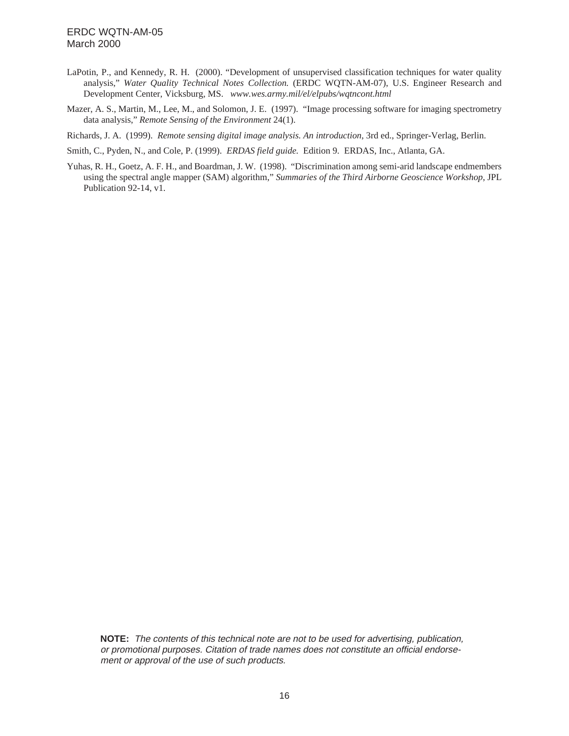LaPotin, P., and Kennedy, R. H. (2000). "Development of unsupervised classification techniques for water quality analysis," *Water Quality Technical Notes Collection.* (ERDC WQTN-AM-07), U.S. Engineer Research and Development Center, Vicksburg, MS. *www.wes.army.mil/el/elpubs/wqtncont.html*

Mazer, A. S., Martin, M., Lee, M., and Solomon, J. E. (1997). "Image processing software for imaging spectrometry data analysis," *Remote Sensing of the Environment* 24(1).

Richards, J. A. (1999). *Remote sensing digital image analysis. An introduction*, 3rd ed., Springer-Verlag, Berlin.

Smith, C., Pyden, N., and Cole, P. (1999). *ERDAS field guide.* Edition 9. ERDAS, Inc., Atlanta, GA.

Yuhas, R. H., Goetz, A. F. H., and Boardman, J. W. (1998). "Discrimination among semi-arid landscape endmembers using the spectral angle mapper (SAM) algorithm," *Summaries of the Third Airborne Geoscience Workshop*, JPL Publication 92-14, v1.

**NOTE:** *The contents of this technical note are not to be used for advertising, publication, or promotional purposes. Citation of trade names does not constitute an official endorsement or approval of the use of such products.*